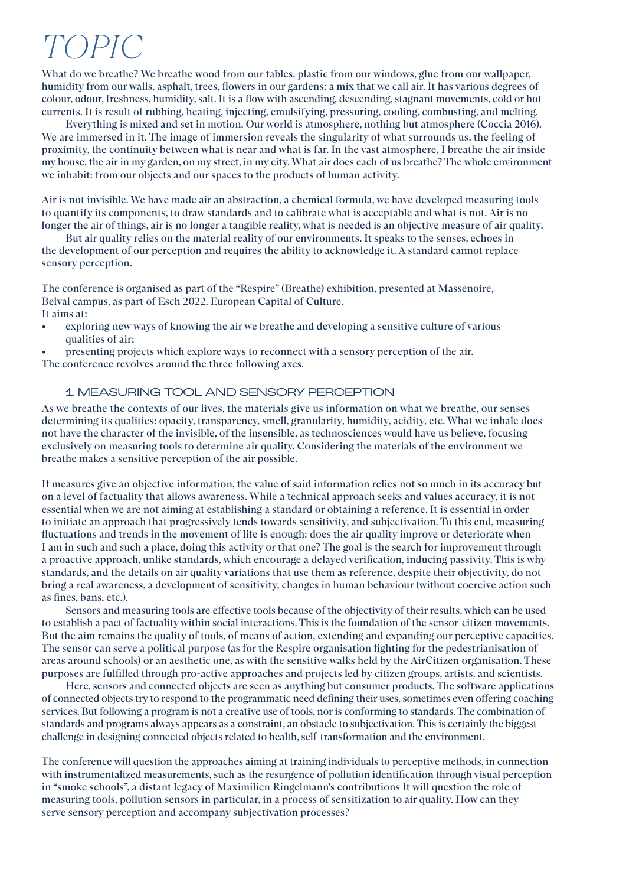# *TOPIC*

What do we breathe? We breathe wood from our tables, plastic from our windows, glue from our wallpaper, humidity from our walls, asphalt, trees, flowers in our gardens: a mix that we call air. It has various degrees of colour, odour, freshness, humidity, salt. It is a flow with ascending, descending, stagnant movements, cold or hot currents. It is result of rubbing, heating, injecting, emulsifying, pressuring, cooling, combusting, and melting.

Everything is mixed and set in motion. Our world is atmosphere, nothing but atmosphere (Coccia 2016). We are immersed in it. The image of immersion reveals the singularity of what surrounds us, the feeling of proximity, the continuity between what is near and what is far. In the vast atmosphere, I breathe the air inside my house, the air in my garden, on my street, in my city. What air does each of us breathe? The whole environment we inhabit: from our objects and our spaces to the products of human activity.

Air is not invisible. We have made air an abstraction, a chemical formula, we have developed measuring tools to quantify its components, to draw standards and to calibrate what is acceptable and what is not. Air is no longer the air of things, air is no longer a tangible reality, what is needed is an objective measure of air quality.

But air quality relies on the material reality of our environments. It speaks to the senses, echoes in the development of our perception and requires the ability to acknowledge it. A standard cannot replace sensory perception.

The conference is organised as part of the "Respire" (Breathe) exhibition, presented at Massenoire, Belval campus, as part of Esch 2022, European Capital of Culture.
It aims at:

- exploring new ways of knowing the air we breathe and developing a sensitive culture of various qualities of air;
- presenting projects which explore ways to reconnect with a sensory perception of the air.

The conference revolves around the three following axes.

## 1. MEASURING TOOL AND SENSORY PERCEPTION

As we breathe the contexts of our lives, the materials give us information on what we breathe, our senses determining its qualities: opacity, transparency, smell, granularity, humidity, acidity, etc. What we inhale does not have the character of the invisible, of the insensible, as technosciences would have us believe, focusing exclusively on measuring tools to determine air quality. Considering the materials of the environment we breathe makes a sensitive perception of the air possible.

If measures give an objective information, the value of said information relies not so much in its accuracy but on a level of factuality that allows awareness. While a technical approach seeks and values accuracy, it is not essential when we are not aiming at establishing a standard or obtaining a reference. It is essential in order to initiate an approach that progressively tends towards sensitivity, and subjectivation. To this end, measuring fluctuations and trends in the movement of life is enough: does the air quality improve or deteriorate when I am in such and such a place, doing this activity or that one? The goal is the search for improvement through a proactive approach, unlike standards, which encourage a delayed verification, inducing passivity. This is why standards, and the details on air quality variations that use them as reference, despite their objectivity, do not bring a real awareness, a development of sensitivity, changes in human behaviour (without coercive action such as fines, bans, etc.).

Sensors and measuring tools are effective tools because of the objectivity of their results, which can be used to establish a pact of factuality within social interactions. This is the foundation of the sensor-citizen movements. But the aim remains the quality of tools, of means of action, extending and expanding our perceptive capacities. The sensor can serve a political purpose (as for the Respire organisation fighting for the pedestrianisation of areas around schools) or an aesthetic one, as with the sensitive walks held by the AirCitizen organisation. These purposes are fulfilled through pro-active approaches and projects led by citizen groups, artists, and scientists.

Here, sensors and connected objects are seen as anything but consumer products. The software applications of connected objects try to respond to the programmatic need defining their uses, sometimes even offering coaching services. But following a program is not a creative use of tools, nor is conforming to standards. The combination of standards and programs always appears as a constraint, an obstacle to subjectivation. This is certainly the biggest challenge in designing connected objects related to health, self-transformation and the environment.

The conference will question the approaches aiming at training individuals to perceptive methods, in connection with instrumentalized measurements, such as the resurgence of pollution identification through visual perception in "smoke schools", a distant legacy of Maximilien Ringelmann's contributions It will question the role of measuring tools, pollution sensors in particular, in a process of sensitization to air quality. How can they serve sensory perception and accompany subjectivation processes?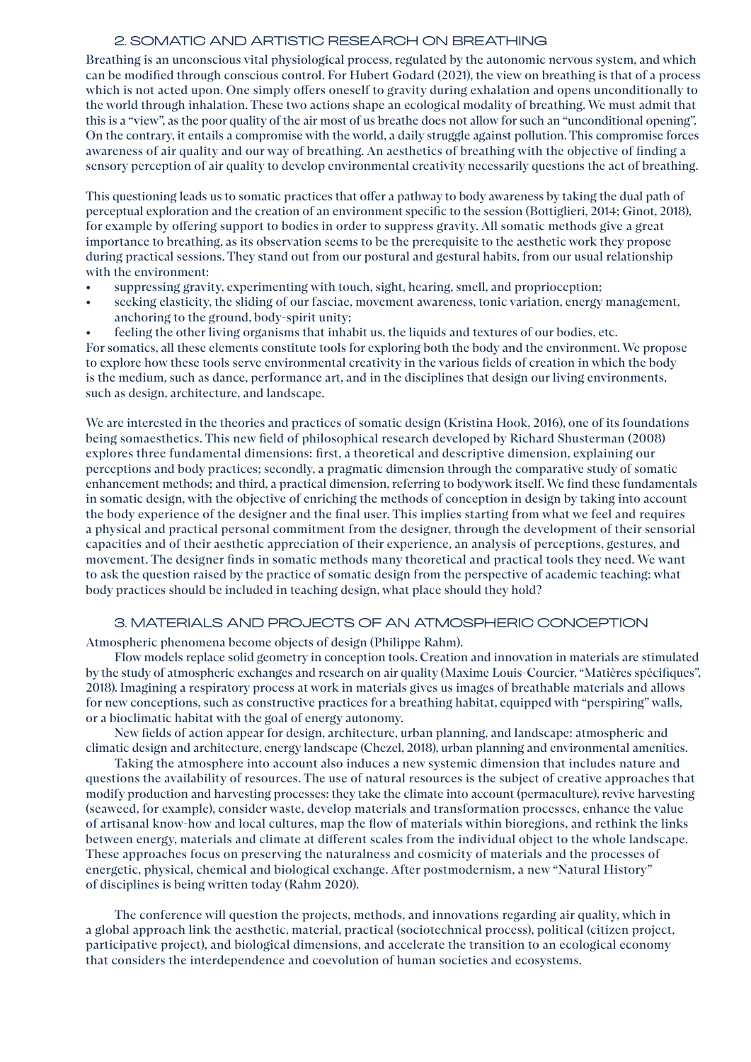## 2. SOMATIC AND ARTISTIC RESEARCH ON BREATHING

Breathing is an unconscious vital physiological process, regulated by the autonomic nervous system, and which can be modified through conscious control. For Hubert Godard (2021), the view on breathing is that of a process which is not acted upon. One simply offers oneself to gravity during exhalation and opens unconditionally to the world through inhalation. These two actions shape an ecological modality of breathing. We must admit that this is a "view", as the poor quality of the air most of us breathe does not allow for such an "unconditional opening". On the contrary, it entails a compromise with the world, a daily struggle against pollution. This compromise forces awareness of air quality and our way of breathing. An aesthetics of breathing with the objective of finding a sensory perception of air quality to develop environmental creativity necessarily questions the act of breathing.

This questioning leads us to somatic practices that offer a pathway to body awareness by taking the dual path of perceptual exploration and the creation of an environment specific to the session (Bottiglieri, 2014; Ginot, 2018), for example by offering support to bodies in order to suppress gravity. All somatic methods give a great importance to breathing, as its observation seems to be the prerequisite to the aesthetic work they propose during practical sessions. They stand out from our postural and gestural habits, from our usual relationship with the environment:

- suppressing gravity, experimenting with touch, sight, hearing, smell, and proprioception;
- seeking elasticity, the sliding of our fasciae, movement awareness, tonic variation, energy management, anchoring to the ground, body-spirit unity;
- feeling the other living organisms that inhabit us, the liquids and textures of our bodies, etc.

For somatics, all these elements constitute tools for exploring both the body and the environment. We propose to explore how these tools serve environmental creativity in the various fields of creation in which the body is the medium, such as dance, performance art, and in the disciplines that design our living environments, such as design, architecture, and landscape.

We are interested in the theories and practices of somatic design (Kristina Hook, 2016), one of its foundations being somaesthetics. This new field of philosophical research developed by Richard Shusterman (2008) explores three fundamental dimensions: first, a theoretical and descriptive dimension, explaining our perceptions and body practices; secondly, a pragmatic dimension through the comparative study of somatic enhancement methods; and third, a practical dimension, referring to bodywork itself. We find these fundamentals in somatic design, with the objective of enriching the methods of conception in design by taking into account the body experience of the designer and the final user. This implies starting from what we feel and requires a physical and practical personal commitment from the designer, through the development of their sensorial capacities and of their aesthetic appreciation of their experience, an analysis of perceptions, gestures, and movement. The designer finds in somatic methods many theoretical and practical tools they need. We want to ask the question raised by the practice of somatic design from the perspective of academic teaching: what body practices should be included in teaching design, what place should they hold?

## 3. MATERIALS AND PROJECTS OF AN ATMOSPHERIC CONCEPTION

Atmospheric phenomena become objects of design (Philippe Rahm).

Flow models replace solid geometry in conception tools. Creation and innovation in materials are stimulated by the study of atmospheric exchanges and research on air quality (Maxime Louis-Courcier, "Matières spécifiques", 2018). Imagining a respiratory process at work in materials gives us images of breathable materials and allows for new conceptions, such as constructive practices for a breathing habitat, equipped with "perspiring" walls, or a bioclimatic habitat with the goal of energy autonomy.

New fields of action appear for design, architecture, urban planning, and landscape: atmospheric and climatic design and architecture, energy landscape (Chezel, 2018), urban planning and environmental amenities.

Taking the atmosphere into account also induces a new systemic dimension that includes nature and questions the availability of resources. The use of natural resources is the subject of creative approaches that modify production and harvesting processes: they take the climate into account (permaculture), revive harvesting (seaweed, for example), consider waste, develop materials and transformation processes, enhance the value of artisanal know-how and local cultures, map the flow of materials within bioregions, and rethink the links between energy, materials and climate at different scales from the individual object to the whole landscape. These approaches focus on preserving the naturalness and cosmicity of materials and the processes of energetic, physical, chemical and biological exchange. After postmodernism, a new "Natural History" of disciplines is being written today (Rahm 2020).

The conference will question the projects, methods, and innovations regarding air quality, which in a global approach link the aesthetic, material, practical (sociotechnical process), political (citizen project, participative project), and biological dimensions, and accelerate the transition to an ecological economy that considers the interdependence and coevolution of human societies and ecosystems.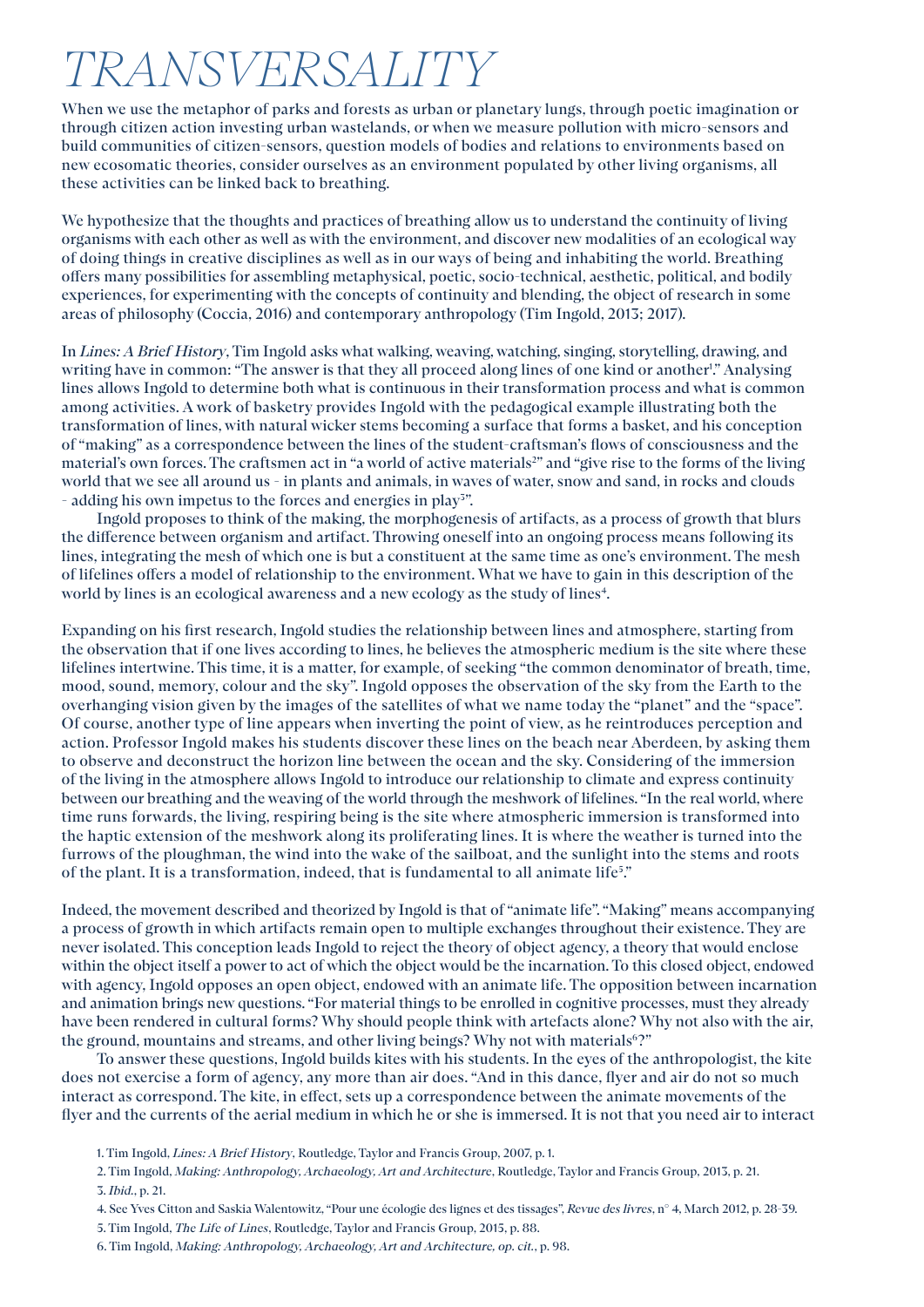# *TRANSVERSALITY*

When we use the metaphor of parks and forests as urban or planetary lungs, through poetic imagination or through citizen action investing urban wastelands, or when we measure pollution with micro-sensors and build communities of citizen-sensors, question models of bodies and relations to environments based on new ecosomatic theories, consider ourselves as an environment populated by other living organisms, all these activities can be linked back to breathing.

We hypothesize that the thoughts and practices of breathing allow us to understand the continuity of living organisms with each other as well as with the environment, and discover new modalities of an ecological way of doing things in creative disciplines as well as in our ways of being and inhabiting the world. Breathing offers many possibilities for assembling metaphysical, poetic, socio-technical, aesthetic, political, and bodily experiences, for experimenting with the concepts of continuity and blending, the object of research in some areas of philosophy (Coccia, 2016) and contemporary anthropology (Tim Ingold, 2013; 2017).

In *Lines: A Brief History*, Tim Ingold asks what walking, weaving, watching, singing, storytelling, drawing, and writing have in common: "The answer is that they all proceed along lines of one kind or another[1]." Analysing lines allows Ingold to determine both what is continuous in their transformation process and what is common among activities. A work of basketry provides Ingold with the pedagogical example illustrating both the transformation of lines, with natural wicker stems becoming a surface that forms a basket, and his conception of "making" as a correspondence between the lines of the student-craftsman's flows of consciousness and the material's own forces. The craftsmen act in "a world of active materials[2]" and "give rise to the forms of the living world that we see all around us - in plants and animals, in waves of water, snow and sand, in rocks and clouds - adding his own impetus to the forces and energies in play[3]".

Ingold proposes to think of the making, the morphogenesis of artifacts, as a process of growth that blurs the difference between organism and artifact. Throwing oneself into an ongoing process means following its lines, integrating the mesh of which one is but a constituent at the same time as one's environment. The mesh of lifelines offers a model of relationship to the environment. What we have to gain in this description of the world by lines is an ecological awareness and a new ecology as the study of lines[4].

Expanding on his first research, Ingold studies the relationship between lines and atmosphere, starting from the observation that if one lives according to lines, he believes the atmospheric medium is the site where these lifelines intertwine. This time, it is a matter, for example, of seeking "the common denominator of breath, time, mood, sound, memory, colour and the sky". Ingold opposes the observation of the sky from the Earth to the overhanging vision given by the images of the satellites of what we name today the "planet" and the "space". Of course, another type of line appears when inverting the point of view, as he reintroduces perception and action. Professor Ingold makes his students discover these lines on the beach near Aberdeen, by asking them to observe and deconstruct the horizon line between the ocean and the sky. Considering of the immersion of the living in the atmosphere allows Ingold to introduce our relationship to climate and express continuity between our breathing and the weaving of the world through the meshwork of lifelines. "In the real world, where time runs forwards, the living, respiring being is the site where atmospheric immersion is transformed into the haptic extension of the meshwork along its proliferating lines. It is where the weather is turned into the furrows of the ploughman, the wind into the wake of the sailboat, and the sunlight into the stems and roots of the plant. It is a transformation, indeed, that is fundamental to all animate life[5]."

Indeed, the movement described and theorized by Ingold is that of "animate life". "Making" means accompanying a process of growth in which artifacts remain open to multiple exchanges throughout their existence. They are never isolated. This conception leads Ingold to reject the theory of object agency, a theory that would enclose within the object itself a power to act of which the object would be the incarnation. To this closed object, endowed with agency, Ingold opposes an open object, endowed with an animate life. The opposition between incarnation and animation brings new questions. "For material things to be enrolled in cognitive processes, must they already have been rendered in cultural forms? Why should people think with artefacts alone? Why not also with the air, the ground, mountains and streams, and other living beings? Why not with materials[6]?"

To answer these questions, Ingold builds kites with his students. In the eyes of the anthropologist, the kite does not exercise a form of agency, any more than air does. "And in this dance, flyer and air do not so much interact as correspond. The kite, in effect, sets up a correspondence between the animate movements of the flyer and the currents of the aerial medium in which he or she is immersed. It is not that you need air to interact

1. Tim Ingold, *Lines: A Brief History*, Routledge, Taylor and Francis Group, 2007, p. 1.
2. Tim Ingold, *Making: Anthropology, Archaeology, Art and Architecture*, Routledge, Taylor and Francis Group, 2013, p. 21.
3. *Ibid.*, p. 21.
4. See Yves Citton and Saskia Walentowitz, "Pour une écologie des lignes et des tissages", *Revue des livres*, n° 4, March 2012, p. 28-39.
5. Tim Ingold, *The Life of Lines*, Routledge, Taylor and Francis Group, 2015, p. 88.
6. Tim Ingold, *Making: Anthropology, Archaeology, Art and Architecture, op. cit.*, p. 98.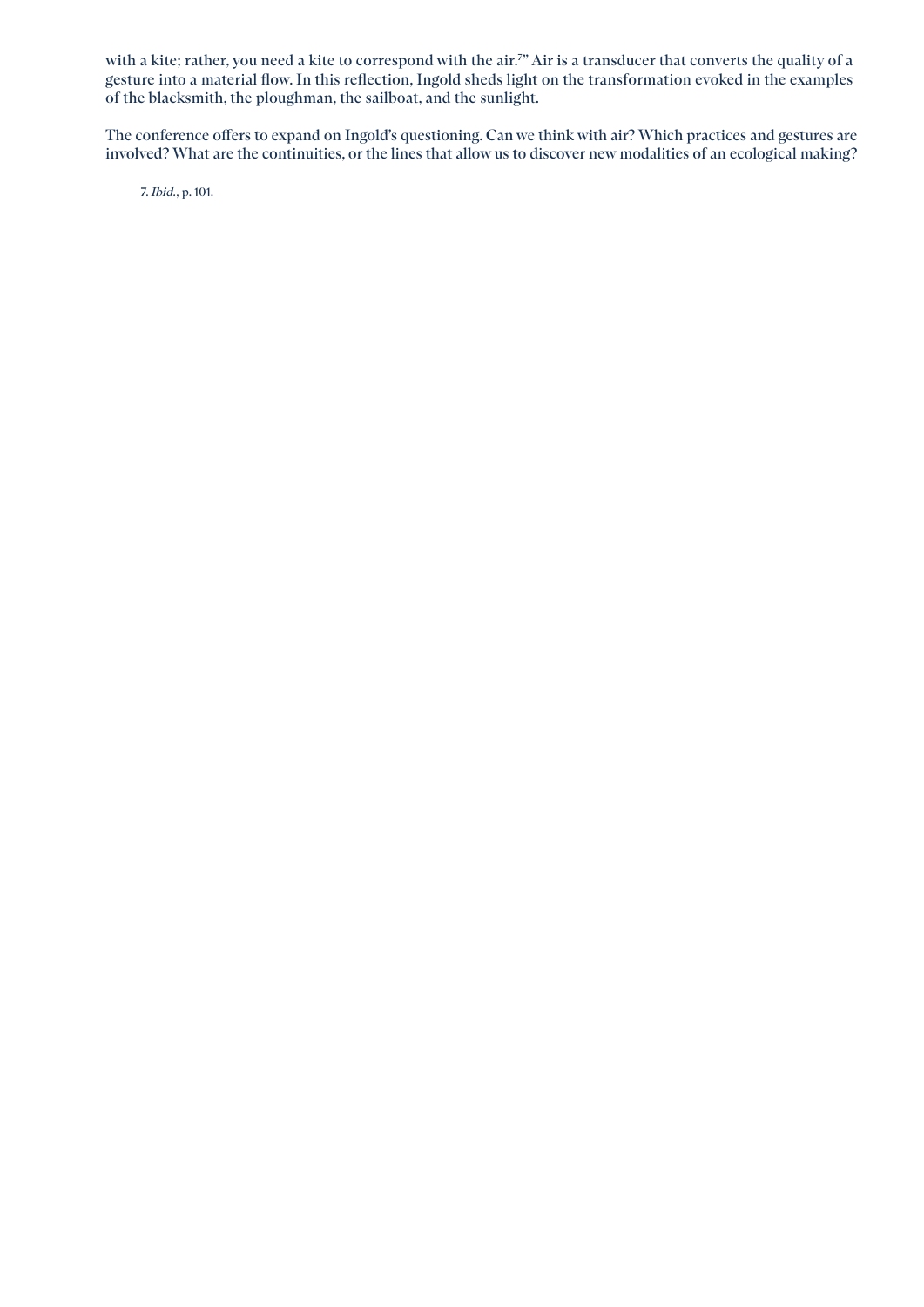with a kite; rather, you need a kite to correspond with the air.[7]" Air is a transducer that converts the quality of a gesture into a material flow. In this reflection, Ingold sheds light on the transformation evoked in the examples of the blacksmith, the ploughman, the sailboat, and the sunlight.

The conference offers to expand on Ingold's questioning. Can we think with air? Which practices and gestures are involved? What are the continuities, or the lines that allow us to discover new modalities of an ecological making?

7. *Ibid.*, p. 101.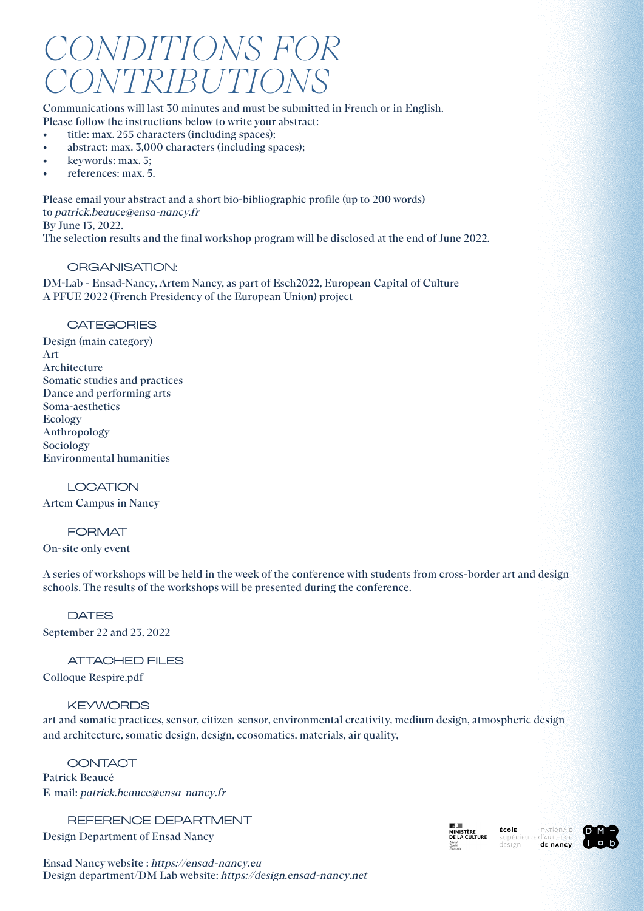# CONDITIONS FOR CONTRIBUTIONS

Communications will last 30 minutes and must be submitted in French or in English.
Please follow the instructions below to write your abstract:

- title: max. 255 characters (including spaces);
- abstract: max. 3,000 characters (including spaces);
- keywords: max. 5;
- references: max. 5.

Please email your abstract and a short bio-bibliographic profile (up to 200 words)
to *patrick.beauce@ensa-nancy.fr*
By June 13, 2022.
The selection results and the final workshop program will be disclosed at the end of June 2022.

## ORGANISATION:

DM-Lab - Ensad-Nancy, Artem Nancy, as part of Esch2022, European Capital of Culture
A PFUE 2022 (French Presidency of the European Union) project

## CATEGORIES

Design (main category)
Art
Architecture
Somatic studies and practices
Dance and performing arts
Soma-aesthetics
Ecology
Anthropology
Sociology
Environmental humanities

## LOCATION

Artem Campus in Nancy

## FORMAT

On-site only event

A series of workshops will be held in the week of the conference with students from cross-border art and design schools. The results of the workshops will be presented during the conference.

## DATES

September 22 and 23, 2022

## ATTACHED FILES

Colloque Respire.pdf

## KEYWORDS

art and somatic practices, sensor, citizen-sensor, environmental creativity, medium design, atmospheric design and architecture, somatic design, design, ecosomatics, materials, air quality,

## CONTACT

Patrick Beaucé
E-mail: *patrick.beauce@ensa-nancy.fr*

## REFERENCE DEPARTMENT

Design Department of Ensad Nancy

Ensad Nancy website : *https://ensad-nancy.eu*
Design department/DM Lab website: *https://design.ensad-nancy.net*

MINISTÈRE DE LA CULTURE

ÉCOLE NATIONALE SUPÉRIEURE D'ART ET DE design de nancy

DM-lab